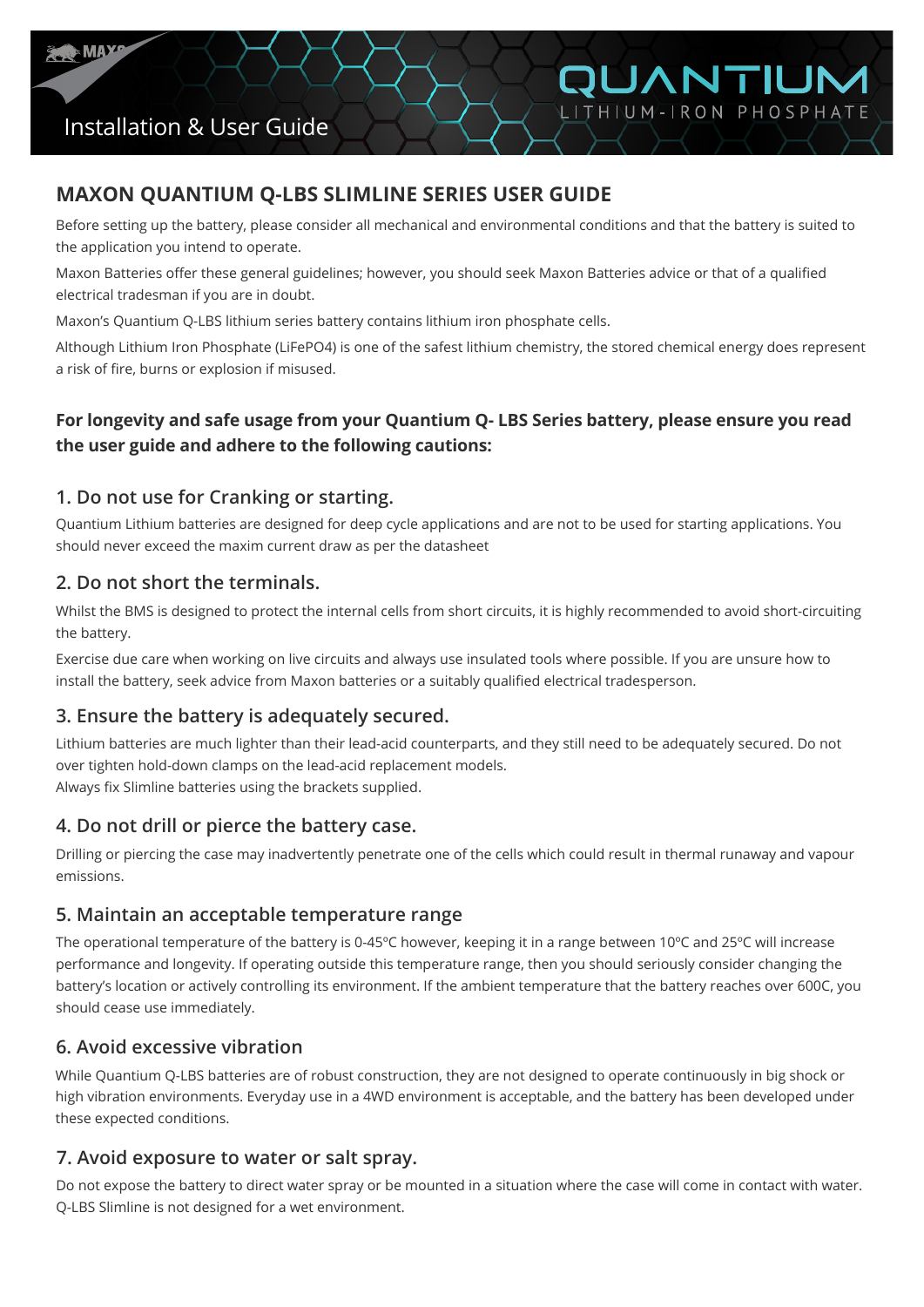Installation & User Guide

QUANTIUM

LITHIUM-IRON PHOSPHATE

## MAXON QUANTIUM Q-LBS SLIMLINE SERIES USER GUIDE

Before setting up the battery, please consider all mechanical and environmental conditions and that the battery is suited to the application you intend to operate.

Maxon Batteries offer these general guidelines; however, you should seek Maxon Batteries advice or that of a qualified electrical tradesman if you are in doubt.

Maxon's Quantium Q-LBS lithium series battery contains lithium iron phosphate cells.

Although Lithium Iron Phosphate (LiFePO4) is one of the safest lithium chemistry, the stored chemical energy does represent a risk of fire, burns or explosion if misused.

### For longevity and safe usage from your Quantium Q- LBS Series battery, please ensure you read the user guide and adhere to the following cautions:

### 1. Do not use for Cranking or starting.

Quantium Lithium batteries are designed for deep cycle applications and are not to be used for starting applications. You should never exceed the maxim current draw as per the datasheet

### 2. Do not short the terminals.

Whilst the BMS is designed to protect the internal cells from short circuits, it is highly recommended to avoid short-circuiting the battery.

Exercise due care when working on live circuits and always use insulated tools where possible. If you are unsure how to install the battery, seek advice from Maxon batteries or a suitably qualified electrical tradesperson.

### 3. Ensure the battery is adequately secured.

Lithium batteries are much lighter than their lead-acid counterparts, and they still need to be adequately secured. Do not over tighten hold-down clamps on the lead-acid replacement models.
Always fix Slimline batteries using the brackets supplied.

### 4. Do not drill or pierce the battery case.

Drilling or piercing the case may inadvertently penetrate one of the cells which could result in thermal runaway and vapour emissions.

### 5. Maintain an acceptable temperature range

The operational temperature of the battery is 0-45ºC however, keeping it in a range between 10ºC and 25ºC will increase performance and longevity. If operating outside this temperature range, then you should seriously consider changing the battery's location or actively controlling its environment. If the ambient temperature that the battery reaches over 600C, you should cease use immediately.

### 6. Avoid excessive vibration

While Quantium Q-LBS batteries are of robust construction, they are not designed to operate continuously in big shock or high vibration environments. Everyday use in a 4WD environment is acceptable, and the battery has been developed under these expected conditions.

### 7. Avoid exposure to water or salt spray.

Do not expose the battery to direct water spray or be mounted in a situation where the case will come in contact with water. Q-LBS Slimline is not designed for a wet environment.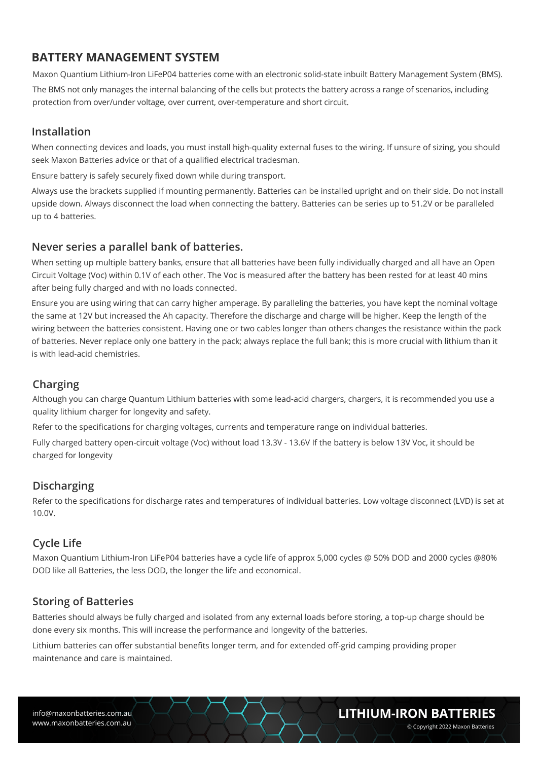## BATTERY MANAGEMENT SYSTEM

Maxon Quantium Lithium-Iron LiFeP04 batteries come with an electronic solid-state inbuilt Battery Management System (BMS).

The BMS not only manages the internal balancing of the cells but protects the battery across a range of scenarios, including protection from over/under voltage, over current, over-temperature and short circuit.

### Installation

When connecting devices and loads, you must install high-quality external fuses to the wiring. If unsure of sizing, you should seek Maxon Batteries advice or that of a qualified electrical tradesman.

Ensure battery is safely securely fixed down while during transport.

Always use the brackets supplied if mounting permanently. Batteries can be installed upright and on their side. Do not install upside down. Always disconnect the load when connecting the battery. Batteries can be series up to 51.2V or be paralleled up to 4 batteries.

### Never series a parallel bank of batteries.

When setting up multiple battery banks, ensure that all batteries have been fully individually charged and all have an Open Circuit Voltage (Voc) within 0.1V of each other. The Voc is measured after the battery has been rested for at least 40 mins after being fully charged and with no loads connected.

Ensure you are using wiring that can carry higher amperage. By paralleling the batteries, you have kept the nominal voltage the same at 12V but increased the Ah capacity. Therefore the discharge and charge will be higher. Keep the length of the wiring between the batteries consistent. Having one or two cables longer than others changes the resistance within the pack of batteries. Never replace only one battery in the pack; always replace the full bank; this is more crucial with lithium than it is with lead-acid chemistries.

### Charging

Although you can charge Quantum Lithium batteries with some lead-acid chargers, chargers, it is recommended you use a quality lithium charger for longevity and safety.

Refer to the specifications for charging voltages, currents and temperature range on individual batteries.

Fully charged battery open-circuit voltage (Voc) without load 13.3V - 13.6V If the battery is below 13V Voc, it should be charged for longevity

### Discharging

Refer to the specifications for discharge rates and temperatures of individual batteries. Low voltage disconnect (LVD) is set at 10.0V.

### Cycle Life

Maxon Quantium Lithium-Iron LiFeP04 batteries have a cycle life of approx 5,000 cycles @ 50% DOD and 2000 cycles @80% DOD like all Batteries, the less DOD, the longer the life and economical.

### Storing of Batteries

Batteries should always be fully charged and isolated from any external loads before storing, a top-up charge should be done every six months. This will increase the performance and longevity of the batteries.

Lithium batteries can offer substantial benefits longer term, and for extended off-grid camping providing proper maintenance and care is maintained.

info@maxonbatteries.com.au
www.maxonbatteries.com.au

**LITHIUM-IRON BATTERIES**

© Copyright 2022 Maxon Batteries